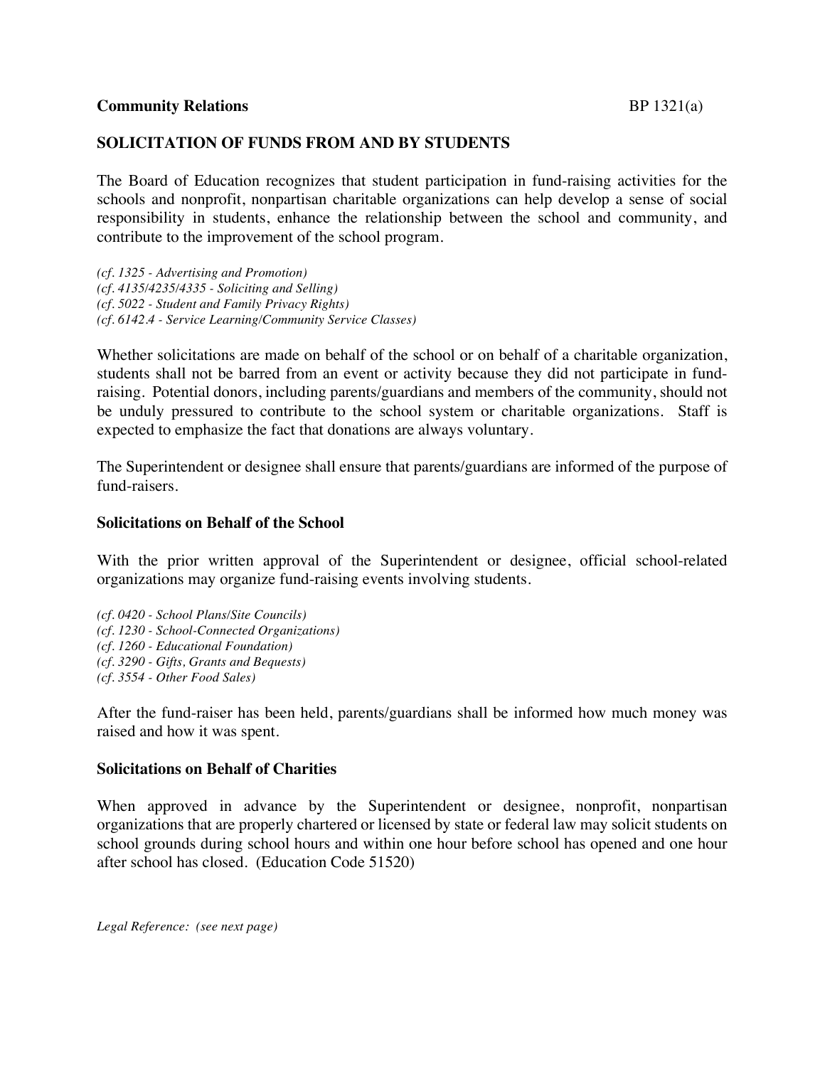**Community Relations** BP 1321(a)

## SOLICITATION OF FUNDS FROM AND BY STUDENTS

The Board of Education recognizes that student participation in fund-raising activities for the schools and nonprofit, nonpartisan charitable organizations can help develop a sense of social responsibility in students, enhance the relationship between the school and community, and contribute to the improvement of the school program.

*(cf. 1325 - Advertising and Promotion)*
*(cf. 4135/4235/4335 - Soliciting and Selling)*
*(cf. 5022 - Student and Family Privacy Rights)*
*(cf. 6142.4 - Service Learning/Community Service Classes)*

Whether solicitations are made on behalf of the school or on behalf of a charitable organization, students shall not be barred from an event or activity because they did not participate in fund-raising. Potential donors, including parents/guardians and members of the community, should not be unduly pressured to contribute to the school system or charitable organizations. Staff is expected to emphasize the fact that donations are always voluntary.

The Superintendent or designee shall ensure that parents/guardians are informed of the purpose of fund-raisers.

### Solicitations on Behalf of the School

With the prior written approval of the Superintendent or designee, official school-related organizations may organize fund-raising events involving students.

*(cf. 0420 - School Plans/Site Councils)*
*(cf. 1230 - School-Connected Organizations)*
*(cf. 1260 - Educational Foundation)*
*(cf. 3290 - Gifts, Grants and Bequests)*
*(cf. 3554 - Other Food Sales)*

After the fund-raiser has been held, parents/guardians shall be informed how much money was raised and how it was spent.

### Solicitations on Behalf of Charities

When approved in advance by the Superintendent or designee, nonprofit, nonpartisan organizations that are properly chartered or licensed by state or federal law may solicit students on school grounds during school hours and within one hour before school has opened and one hour after school has closed. (Education Code 51520)

*Legal Reference: (see next page)*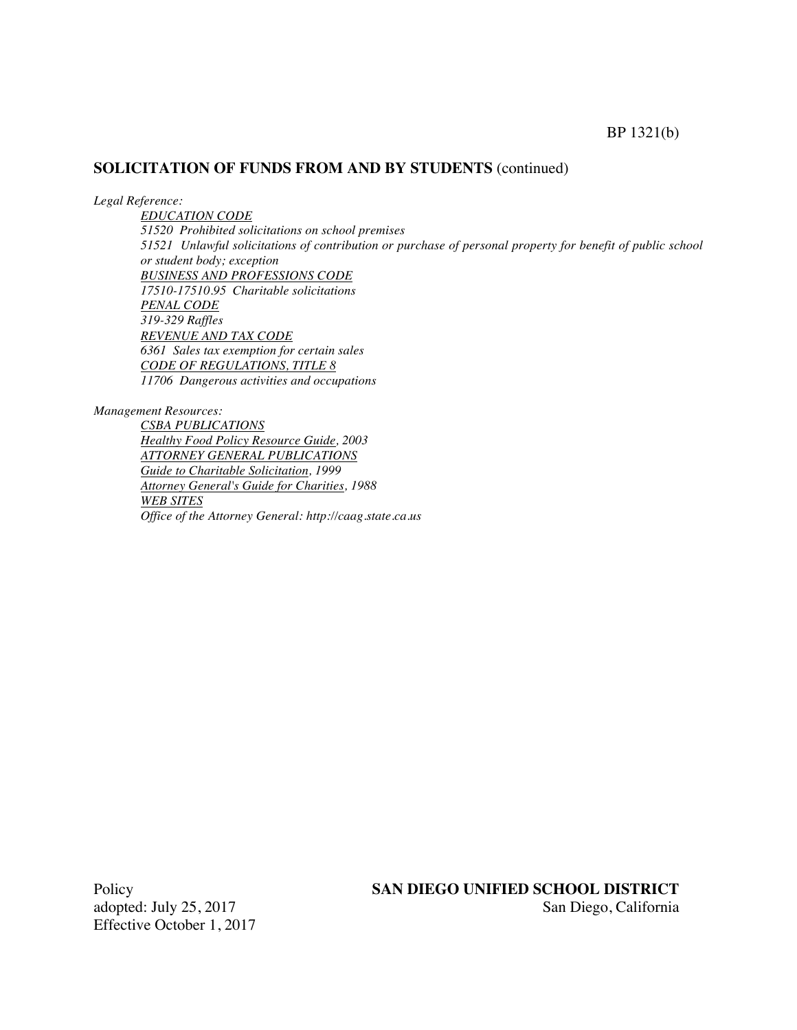## SOLICITATION OF FUNDS FROM AND BY STUDENTS (continued)

*Legal Reference:*

*EDUCATION CODE*
*51520 Prohibited solicitations on school premises*
*51521 Unlawful solicitations of contribution or purchase of personal property for benefit of public school or student body; exception*
*BUSINESS AND PROFESSIONS CODE*
*17510-17510.95 Charitable solicitations*
*PENAL CODE*
*319-329 Raffles*
*REVENUE AND TAX CODE*
*6361 Sales tax exemption for certain sales*
*CODE OF REGULATIONS, TITLE 8*
*11706 Dangerous activities and occupations*

*Management Resources:*

*CSBA PUBLICATIONS*
*Healthy Food Policy Resource Guide, 2003*
*ATTORNEY GENERAL PUBLICATIONS*
*Guide to Charitable Solicitation, 1999*
*Attorney General's Guide for Charities, 1988*
*WEB SITES*
*Office of the Attorney General: http://caag.state.ca.us*

Policy
adopted: July 25, 2017
Effective October 1, 2017

**SAN DIEGO UNIFIED SCHOOL DISTRICT**
San Diego, California